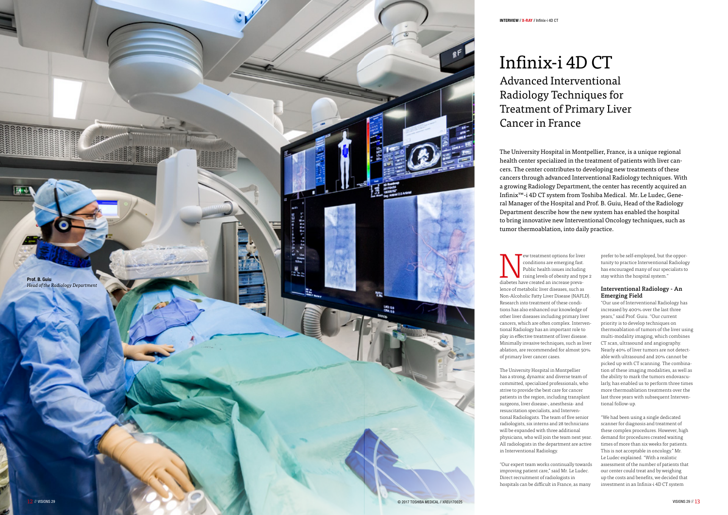# Infinix-i 4D CT

## Advanced Interventional Radiology Techniques for Treatment of Primary Liver Cancer in France

**Prof. B. Guiu**
*Head of the Radiology Department*

The University Hospital in Montpellier, France, is a unique regional health center specialized in the treatment of patients with liver cancers. The center contributes to developing new treatments of these cancers through advanced Interventional Radiology techniques. With a growing Radiology Department, the center has recently acquired an Infinix™-i 4D CT system from Toshiba Medical. Mr. Le Ludec, General Manager of the Hospital and Prof. B. Guiu, Head of the Radiology Department describe how the new system has enabled the hospital to bring innovative new Interventional Oncology techniques, such as tumor thermoablation, into daily practice.

New treatment options for liver conditions are emerging fast. Public health issues including rising levels of obesity and type 2 diabetes have created an increase prevalence of metabolic liver diseases, such as Non-Alcoholic Fatty Liver Disease (NAFLD). Research into treatment of these conditions has also enhanced our knowledge of other liver diseases including primary liver cancers, which are often complex. Interventional Radiology has an important role to play in effective treatment of liver disease. Minimally invasive techniques, such as liver ablation, are recommended for almost 50% of primary liver cancer cases.

The University Hospital in Montpellier has a strong, dynamic and diverse team of committed, specialized professionals, who strive to provide the best care for cancer patients in the region, including transplant surgeons, liver disease-, anesthesia- and resuscitation specialists, and Interventional Radiologists. The team of five senior radiologists, six interns and 28 technicians will be expanded with three additional physicians, who will join the team next year. All radiologists in the department are active in Interventional Radiology.

"Our expert team works continually towards improving patient care," said Mr. Le Ludec. Direct recruitment of radiologists in hospitals can be difficult in France, as many prefer to be self-employed, but the opportunity to practice Interventional Radiology has encouraged many of our specialists to stay within the hospital system."

### Interventional Radiology - An Emerging Field

"Our use of Interventional Radiology has increased by 400% over the last three years," said Prof. Guiu. "Our current priority is to develop techniques on thermoablation of tumors of the liver using multi-modality imaging, which combines CT scan, ultrasound and angiography. Nearly 40% of liver tumors are not detectable with ultrasound and 20% cannot be picked up with CT scanning. The combination of these imaging modalities, as well as the ability to mark the tumors endovascularly, has enabled us to perform three times more thermoablation treatments over the last three years with subsequent Interventional follow-up.

"We had been using a single dedicated scanner for diagnosis and treatment of these complex procedures. However, high demand for procedures created waiting times of more than six weeks for patients. This is not acceptable in oncology." Mr. Le Ludec explained. "With a realistic assessment of the number of patients that our center could treat and by weighing up the costs and benefits, we decided that investment in an Infinix-i 4D CT system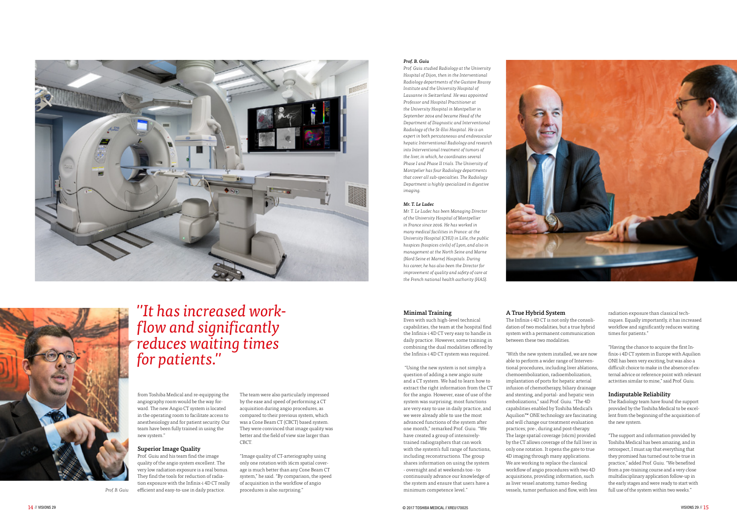***Prof. B. Guiu***

*Prof. Guiu studied Radiology at the University Hospital of Dijon, then in the Interventional Radiology departments of the Gustave Roussy Institute and the University Hospital of Lausanne in Switzerland. He was appointed Professor and Hospital Practitioner at the University Hospital in Montpellier in September 2014 and became Head of the Department of Diagnostic and Interventional Radiology of the St-Eloi Hospital. He is an expert in both percutaneous and endovascular hepatic Interventional Radiology and research into Interventional treatment of tumors of the liver, in which, he coordinates several Phase I and Phase II trials. The University of Montpellier has four Radiology departments that cover all sub-specialties. The Radiology Department is highly specialized in digestive imaging.*

***Mr. T. Le Ludec***

*Mr. T. Le Ludec has been Managing Director of the University Hospital of Montpellier in France since 2016. He has worked in many medical facilities in France: at the University Hospital (CHU) in Lille, the public hospices (hospices civils) of Lyon, and also in management at the North Seine and Marne (Nord Seine et Marne) Hospitals. During his career, he has also been the Director for improvement of quality and safety of care at the French national health authority (HAS).*

*"It has increased workflow and significantly reduces waiting times for patients."*

Prof. B. Guiu

from Toshiba Medical and re-equipping the angiography room would be the way forward. The new Angio CT system is located in the operating room to facilitate access to anesthesiology and for patient security. Our team have been fully trained in using the new system."

### Superior Image Quality

Prof. Guiu and his team find the image quality of the angio system excellent. The very low radiation exposure is a real bonus. They find the tools for reduction of radiation exposure with the Infinix-i 4D CT really efficient and easy-to-use in daily practice.

The team were also particularly impressed by the ease and speed of performing a CT acquisition during angio procedures, as compared to their previous system, which was a Cone Beam CT (CBCT) based system. They were convinced that image quality was better and the field of view size larger than CBCT.

"Image quality of CT-arteriography using only one rotation with 16cm spatial coverage is much better than any Cone Beam CT system," he said. "By comparison, the speed of acquisition in the workflow of angio procedures is also surprising."

### Minimal Training

Even with such high-level technical capabilities, the team at the hospital find the Infinix-i 4D CT very easy to handle in daily practice. However, some training in combining the dual modalities offered by the Infinix-i 4D CT system was required.

"Using the new system is not simply a question of adding a new angio suite and a CT system. We had to learn how to extract the right information from the CT for the angio. However, ease of use of the system was surprising; most functions are very easy to use in daily practice, and we were already able to use the most advanced functions of the system after one month," remarked Prof. Guiu. "We have created a group of intensively-trained radiographers that can work with the system's full range of functions, including reconstructions. The group shares information on using the system - overnight and at weekends too - to continuously advance our knowledge of the system and ensure that users have a minimum competence level."

### A True Hybrid System

The Infinix-i 4D CT is not only the consolidation of two modalities, but a true hybrid system with a permanent communication between these two modalities.

"With the new system installed, we are now able to perform a wider range of Interventional procedures, including liver ablations, chemoembolization, radioembolization, implantation of ports for hepatic arterial infusion of chemotherapy, biliary drainage and stenting, and portal- and hepatic vein embolizations," said Prof. Guiu. "The 4D capabilities enabled by Toshiba Medical's Aquilion™ ONE technology are fascinating and will change our treatment evaluation practices; pre-, during and post-therapy. The large spatial coverage (16cm) provided by the CT allows coverage of the full liver in only one rotation. It opens the gate to true 4D imaging through many applications. We are working to replace the classical workflow of angio procedures with two 4D acquisitions, providing information, such as liver vessel anatomy, tumor-feeding vessels, tumor perfusion and flow, with less radiation exposure than classical techniques. Equally importantly, it has increased workflow and significantly reduces waiting times for patients."

"Having the chance to acquire the first Infinix-i 4D CT system in Europe with Aquilion ONE has been very exciting, but was also a difficult choice to make in the absence of external advice or reference point with relevant activities similar to mine," said Prof. Guiu.

### Indisputable Reliability

The Radiology team have found the support provided by the Toshiba Medical to be excellent from the beginning of the acquisition of the new system.

"The support and information provided by Toshiba Medical has been amazing, and in retrospect, I must say that everything that they promised has turned out to be true in practice," added Prof. Guiu. "We benefited from a pre-training course and a very close multidisciplinary application follow-up in the early stages and were ready to start with full use of the system within two weeks."

© 2017 TOSHIBA MEDICAL // XREU170025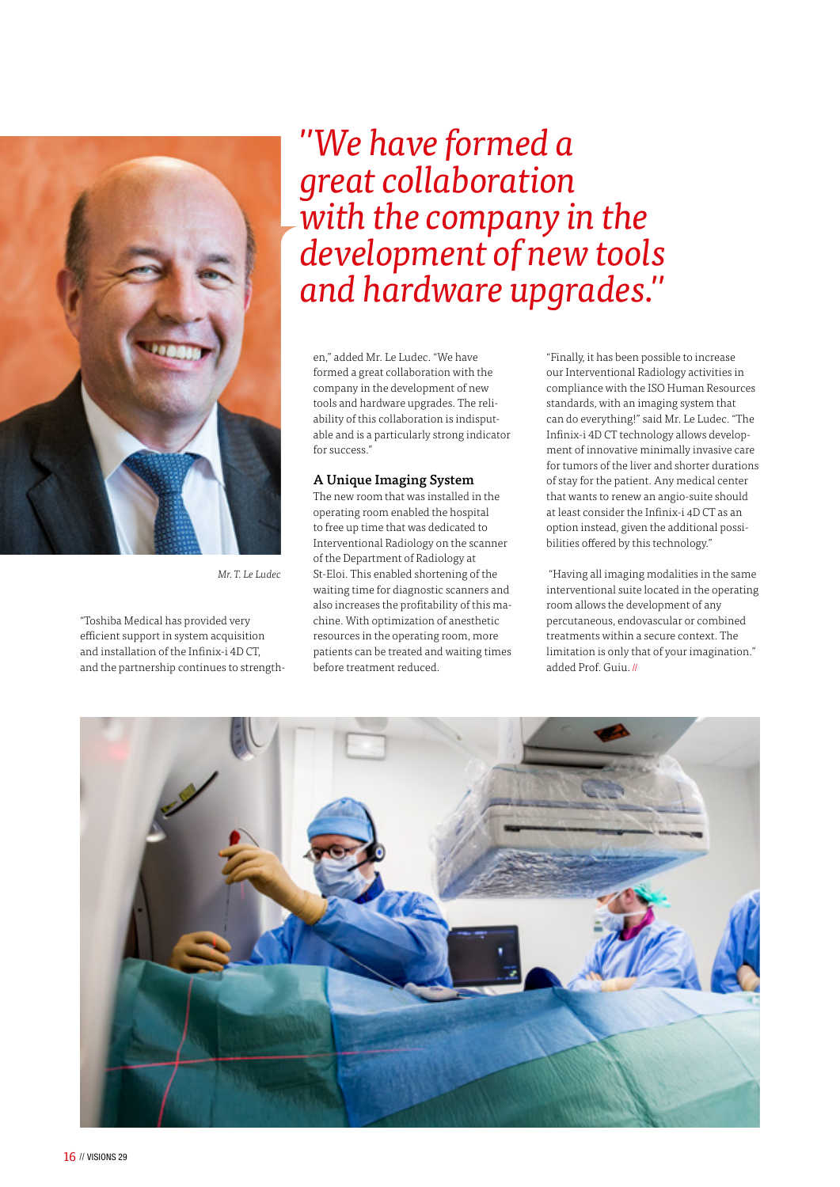*"We have formed a great collaboration with the company in the development of new tools and hardware upgrades."*

*Mr. T. Le Ludec*

"Toshiba Medical has provided very efficient support in system acquisition and installation of the Infinix-i 4D CT, and the partnership continues to strengthen," added Mr. Le Ludec. "We have formed a great collaboration with the company in the development of new tools and hardware upgrades. The reliability of this collaboration is indisputable and is a particularly strong indicator for success."

### A Unique Imaging System

The new room that was installed in the operating room enabled the hospital to free up time that was dedicated to Interventional Radiology on the scanner of the Department of Radiology at St-Eloi. This enabled shortening of the waiting time for diagnostic scanners and also increases the profitability of this machine. With optimization of anesthetic resources in the operating room, more patients can be treated and waiting times before treatment reduced.

"Finally, it has been possible to increase our Interventional Radiology activities in compliance with the ISO Human Resources standards, with an imaging system that can do everything!" said Mr. Le Ludec. "The Infinix-i 4D CT technology allows development of innovative minimally invasive care for tumors of the liver and shorter durations of stay for the patient. Any medical center that wants to renew an angio-suite should at least consider the Infinix-i 4D CT as an option instead, given the additional possibilities offered by this technology."

"Having all imaging modalities in the same interventional suite located in the operating room allows the development of any percutaneous, endovascular or combined treatments within a secure context. The limitation is only that of your imagination." added Prof. Guiu. //